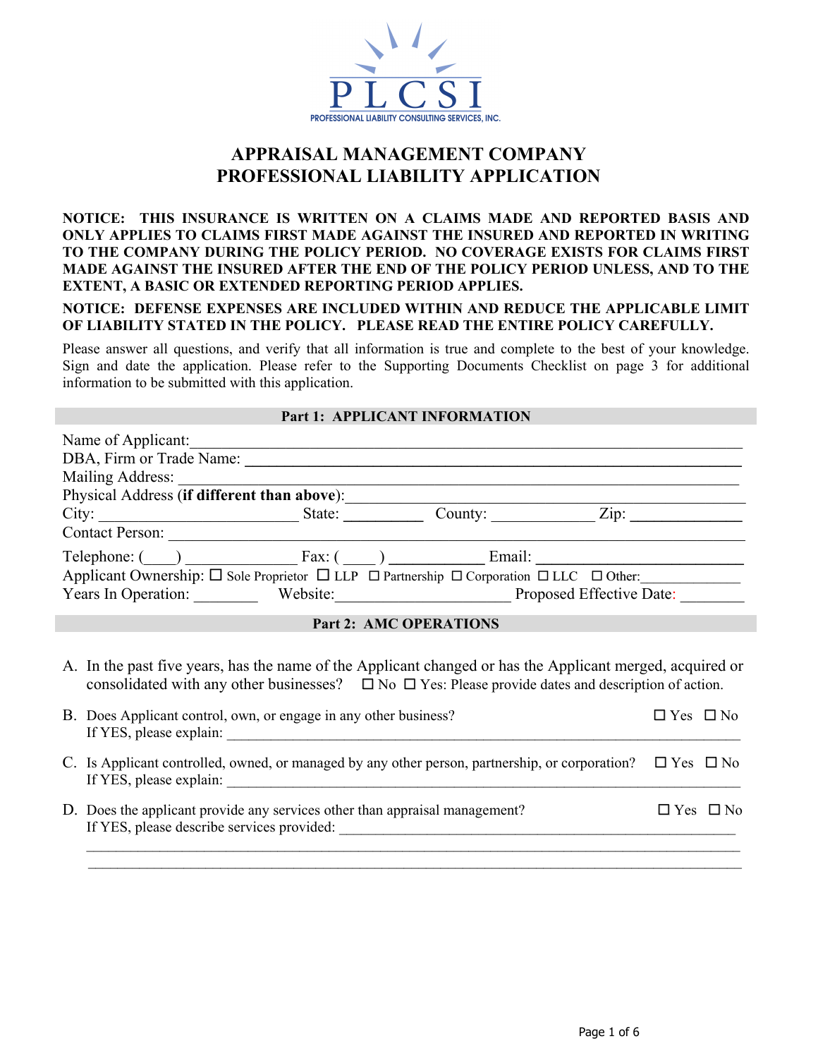PLCSI

PROFESSIONAL LIABILITY CONSULTING SERVICES, INC.

# APPRAISAL MANAGEMENT COMPANY PROFESSIONAL LIABILITY APPLICATION

**NOTICE: THIS INSURANCE IS WRITTEN ON A CLAIMS MADE AND REPORTED BASIS AND ONLY APPLIES TO CLAIMS FIRST MADE AGAINST THE INSURED AND REPORTED IN WRITING TO THE COMPANY DURING THE POLICY PERIOD. NO COVERAGE EXISTS FOR CLAIMS FIRST MADE AGAINST THE INSURED AFTER THE END OF THE POLICY PERIOD UNLESS, AND TO THE EXTENT, A BASIC OR EXTENDED REPORTING PERIOD APPLIES.**

**NOTICE: DEFENSE EXPENSES ARE INCLUDED WITHIN AND REDUCE THE APPLICABLE LIMIT OF LIABILITY STATED IN THE POLICY. PLEASE READ THE ENTIRE POLICY CAREFULLY.**

Please answer all questions, and verify that all information is true and complete to the best of your knowledge. Sign and date the application. Please refer to the Supporting Documents Checklist on page 3 for additional information to be submitted with this application.

## Part 1: APPLICANT INFORMATION

Name of Applicant: ____________________

DBA, Firm or Trade Name: ____________________

Mailing Address: ____________________

Physical Address (**if different than above**): ____________________

City: ____________ State: ________ County: ____________ Zip: ____________

Contact Person: ____________________

Telephone: (____) ____________ Fax: ( ____ ) ____________ Email: ____________________

Applicant Ownership: ☐ Sole Proprietor ☐ LLP ☐ Partnership ☐ Corporation ☐ LLC ☐ Other: ____________

Years In Operation: ________ Website: ____________________ Proposed Effective Date: ________

## Part 2: AMC OPERATIONS

A. In the past five years, has the name of the Applicant changed or has the Applicant merged, acquired or consolidated with any other businesses? ☐ No ☐ Yes: Please provide dates and description of action.

B. Does Applicant control, own, or engage in any other business? ☐ Yes ☐ No
If YES, please explain: ____________________

C. Is Applicant controlled, owned, or managed by any other person, partnership, or corporation? ☐ Yes ☐ No
If YES, please explain: ____________________

D. Does the applicant provide any services other than appraisal management? ☐ Yes ☐ No
If YES, please describe services provided: ____________________

____________________

____________________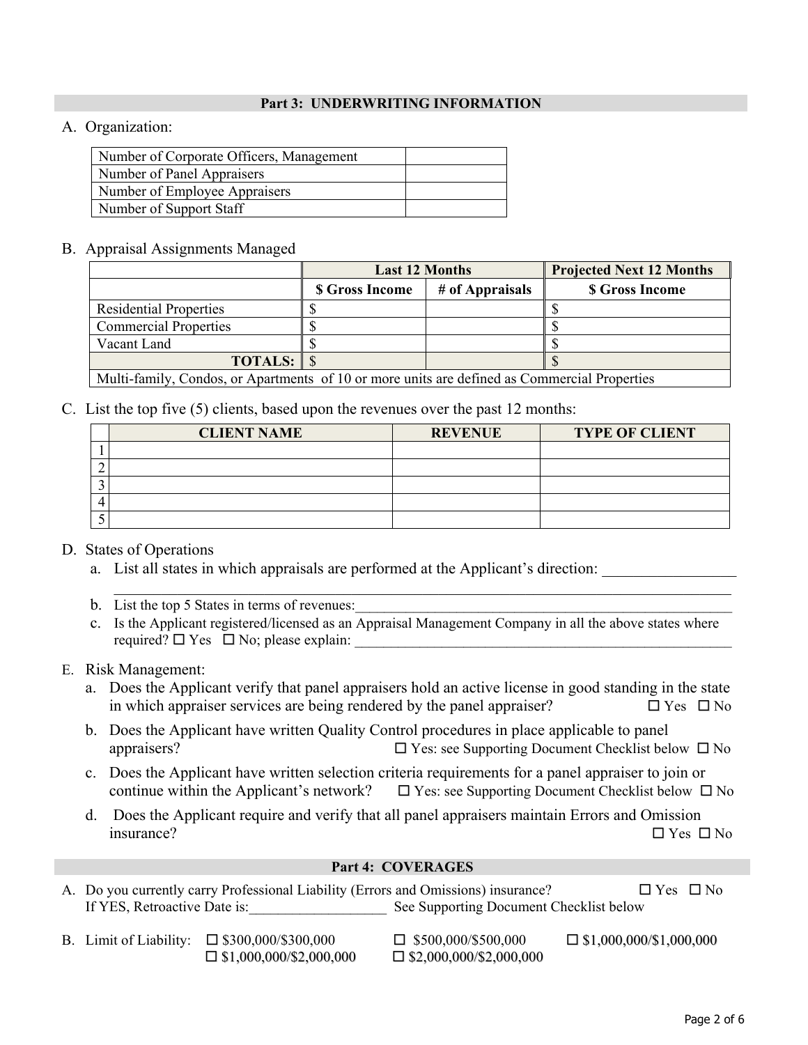## Part 3: UNDERWRITING INFORMATION

A. Organization:

| | |
|---|---|
| Number of Corporate Officers, Management | |
| Number of Panel Appraisers | |
| Number of Employee Appraisers | |
| Number of Support Staff | |

B. Appraisal Assignments Managed

| | Last 12 Months | | Projected Next 12 Months |
|---|---|---|---|
| | $ Gross Income | # of Appraisals | $ Gross Income |
| Residential Properties | $ | | $ |
| Commercial Properties | $ | | $ |
| Vacant Land | $ | | $ |
| **TOTALS:** | $ | | $ |
| Multi-family, Condos, or Apartments of 10 or more units are defined as Commercial Properties | | | |

C. List the top five (5) clients, based upon the revenues over the past 12 months:

| | CLIENT NAME | REVENUE | TYPE OF CLIENT |
|---|---|---|---|
| 1 | | | |
| 2 | | | |
| 3 | | | |
| 4 | | | |
| 5 | | | |

D. States of Operations

a. List all states in which appraisals are performed at the Applicant's direction: ________________
____________________________________________________________________________

b. List the top 5 States in terms of revenues:____________________________________________________

c. Is the Applicant registered/licensed as an Appraisal Management Company in all the above states where required? ☐ Yes ☐ No; please explain: ____________________________________________________

E. Risk Management:

a. Does the Applicant verify that panel appraisers hold an active license in good standing in the state in which appraiser services are being rendered by the panel appraiser? ☐ Yes ☐ No

b. Does the Applicant have written Quality Control procedures in place applicable to panel appraisers? ☐ Yes: see Supporting Document Checklist below ☐ No

c. Does the Applicant have written selection criteria requirements for a panel appraiser to join or continue within the Applicant's network? ☐ Yes: see Supporting Document Checklist below ☐ No

d. Does the Applicant require and verify that all panel appraisers maintain Errors and Omission insurance? ☐ Yes ☐ No

## Part 4: COVERAGES

A. Do you currently carry Professional Liability (Errors and Omissions) insurance? ☐ Yes ☐ No
If YES, Retroactive Date is:___________________ See Supporting Document Checklist below

B. Limit of Liability: ☐ $300,000/$300,000 ☐ $500,000/$500,000 ☐ $1,000,000/$1,000,000 ☐ $1,000,000/$2,000,000 ☐ $2,000,000/$2,000,000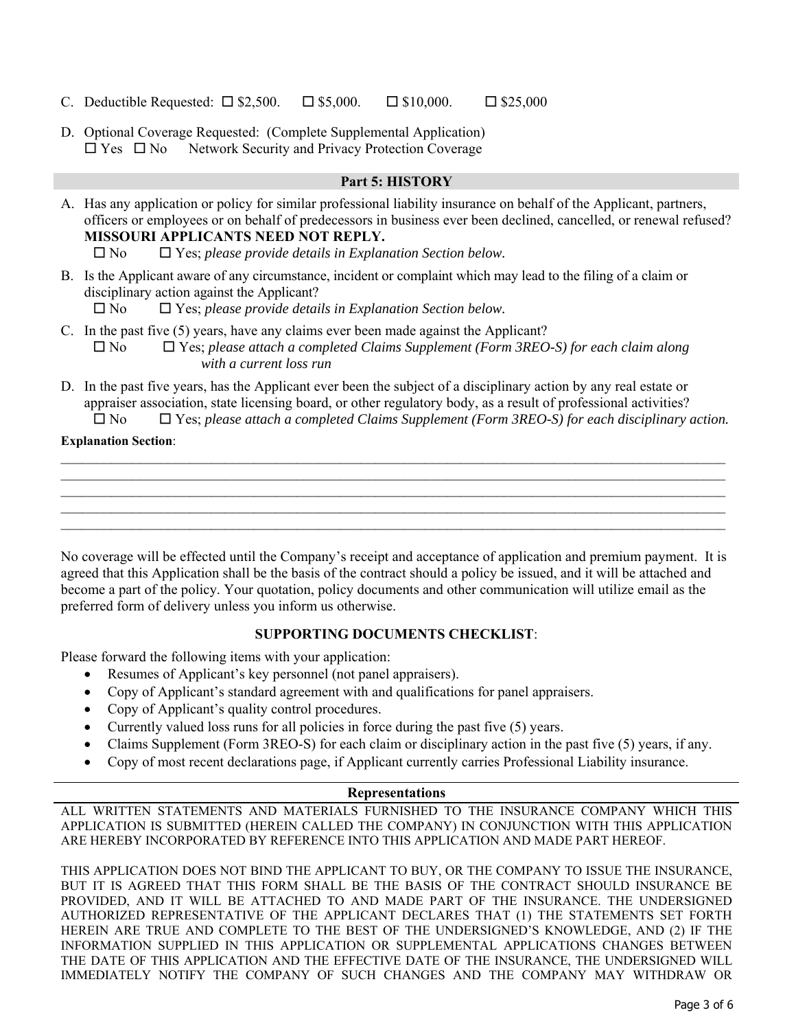C. Deductible Requested: ☐ $2,500. ☐ $5,000. ☐ $10,000. ☐ $25,000

D. Optional Coverage Requested: (Complete Supplemental Application)
☐ Yes ☐ No Network Security and Privacy Protection Coverage

## Part 5: HISTORY

A. Has any application or policy for similar professional liability insurance on behalf of the Applicant, partners, officers or employees or on behalf of predecessors in business ever been declined, cancelled, or renewal refused? **MISSOURI APPLICANTS NEED NOT REPLY.**
☐ No ☐ Yes; *please provide details in Explanation Section below.*

B. Is the Applicant aware of any circumstance, incident or complaint which may lead to the filing of a claim or disciplinary action against the Applicant?
☐ No ☐ Yes; *please provide details in Explanation Section below.*

C. In the past five (5) years, have any claims ever been made against the Applicant?
☐ No ☐ Yes; *please attach a completed Claims Supplement (Form 3REO-S) for each claim along with a current loss run*

D. In the past five years, has the Applicant ever been the subject of a disciplinary action by any real estate or appraiser association, state licensing board, or other regulatory body, as a result of professional activities?
☐ No ☐ Yes; *please attach a completed Claims Supplement (Form 3REO-S) for each disciplinary action.*

**Explanation Section**:

______________________________________________________________________________________

______________________________________________________________________________________

______________________________________________________________________________________

______________________________________________________________________________________

______________________________________________________________________________________

No coverage will be effected until the Company's receipt and acceptance of application and premium payment. It is agreed that this Application shall be the basis of the contract should a policy be issued, and it will be attached and become a part of the policy. Your quotation, policy documents and other communication will utilize email as the preferred form of delivery unless you inform us otherwise.

### SUPPORTING DOCUMENTS CHECKLIST:

Please forward the following items with your application:

- Resumes of Applicant's key personnel (not panel appraisers).
- Copy of Applicant's standard agreement with and qualifications for panel appraisers.
- Copy of Applicant's quality control procedures.
- Currently valued loss runs for all policies in force during the past five (5) years.
- Claims Supplement (Form 3REO-S) for each claim or disciplinary action in the past five (5) years, if any.
- Copy of most recent declarations page, if Applicant currently carries Professional Liability insurance.

### Representations

ALL WRITTEN STATEMENTS AND MATERIALS FURNISHED TO THE INSURANCE COMPANY WHICH THIS APPLICATION IS SUBMITTED (HEREIN CALLED THE COMPANY) IN CONJUNCTION WITH THIS APPLICATION ARE HEREBY INCORPORATED BY REFERENCE INTO THIS APPLICATION AND MADE PART HEREOF.

THIS APPLICATION DOES NOT BIND THE APPLICANT TO BUY, OR THE COMPANY TO ISSUE THE INSURANCE, BUT IT IS AGREED THAT THIS FORM SHALL BE THE BASIS OF THE CONTRACT SHOULD INSURANCE BE PROVIDED, AND IT WILL BE ATTACHED TO AND MADE PART OF THE INSURANCE. THE UNDERSIGNED AUTHORIZED REPRESENTATIVE OF THE APPLICANT DECLARES THAT (1) THE STATEMENTS SET FORTH HEREIN ARE TRUE AND COMPLETE TO THE BEST OF THE UNDERSIGNED'S KNOWLEDGE, AND (2) IF THE INFORMATION SUPPLIED IN THIS APPLICATION OR SUPPLEMENTAL APPLICATIONS CHANGES BETWEEN THE DATE OF THIS APPLICATION AND THE EFFECTIVE DATE OF THE INSURANCE, THE UNDERSIGNED WILL IMMEDIATELY NOTIFY THE COMPANY OF SUCH CHANGES AND THE COMPANY MAY WITHDRAW OR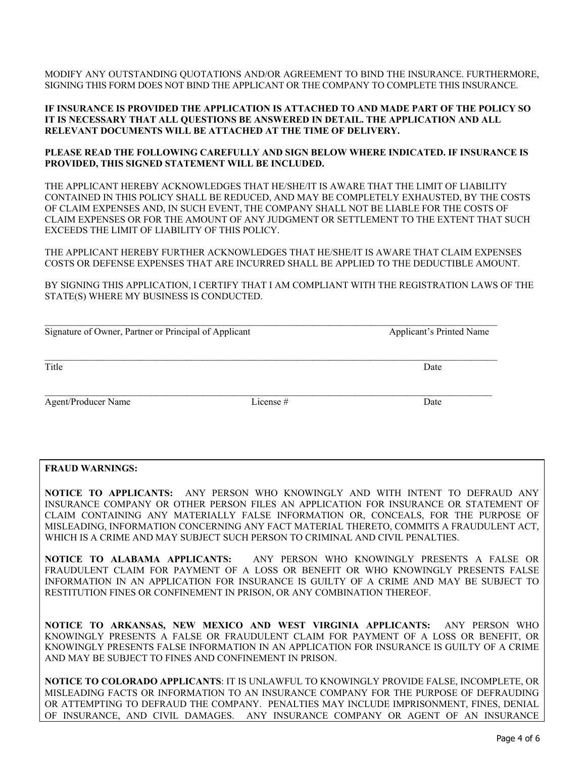MODIFY ANY OUTSTANDING QUOTATIONS AND/OR AGREEMENT TO BIND THE INSURANCE. FURTHERMORE, SIGNING THIS FORM DOES NOT BIND THE APPLICANT OR THE COMPANY TO COMPLETE THIS INSURANCE.

**IF INSURANCE IS PROVIDED THE APPLICATION IS ATTACHED TO AND MADE PART OF THE POLICY SO IT IS NECESSARY THAT ALL QUESTIONS BE ANSWERED IN DETAIL. THE APPLICATION AND ALL RELEVANT DOCUMENTS WILL BE ATTACHED AT THE TIME OF DELIVERY.**

**PLEASE READ THE FOLLOWING CAREFULLY AND SIGN BELOW WHERE INDICATED. IF INSURANCE IS PROVIDED, THIS SIGNED STATEMENT WILL BE INCLUDED.**

THE APPLICANT HEREBY ACKNOWLEDGES THAT HE/SHE/IT IS AWARE THAT THE LIMIT OF LIABILITY CONTAINED IN THIS POLICY SHALL BE REDUCED, AND MAY BE COMPLETELY EXHAUSTED, BY THE COSTS OF CLAIM EXPENSES AND, IN SUCH EVENT, THE COMPANY SHALL NOT BE LIABLE FOR THE COSTS OF CLAIM EXPENSES OR FOR THE AMOUNT OF ANY JUDGMENT OR SETTLEMENT TO THE EXTENT THAT SUCH EXCEEDS THE LIMIT OF LIABILITY OF THIS POLICY.

THE APPLICANT HEREBY FURTHER ACKNOWLEDGES THAT HE/SHE/IT IS AWARE THAT CLAIM EXPENSES COSTS OR DEFENSE EXPENSES THAT ARE INCURRED SHALL BE APPLIED TO THE DEDUCTIBLE AMOUNT.

BY SIGNING THIS APPLICATION, I CERTIFY THAT I AM COMPLIANT WITH THE REGISTRATION LAWS OF THE STATE(S) WHERE MY BUSINESS IS CONDUCTED.

\_\_\_\_\_\_\_\_\_\_\_\_\_\_\_\_\_\_\_\_\_\_\_\_\_\_\_\_\_\_\_\_\_\_\_\_\_\_\_\_\_\_\_\_\_\_\_\_\_\_\_\_\_\_\_\_\_\_\_\_\_\_\_\_\_\_\_\_\_\_\_\_\_\_\_\_

Signature of Owner, Partner or Principal of Applicant                    Applicant's Printed Name

\_\_\_\_\_\_\_\_\_\_\_\_\_\_\_\_\_\_\_\_\_\_\_\_\_\_\_\_\_\_\_\_\_\_\_\_\_\_\_\_\_\_\_\_\_\_\_\_\_\_\_\_\_\_\_\_\_\_\_\_\_\_\_\_\_\_\_\_\_\_\_\_\_\_\_\_

Title                    Date

\_\_\_\_\_\_\_\_\_\_\_\_\_\_\_\_\_\_\_\_\_\_\_\_\_\_\_\_\_\_\_\_\_\_\_\_\_\_\_\_\_\_\_\_\_\_\_\_\_\_\_\_\_\_\_\_\_\_\_\_\_\_\_\_\_\_\_\_\_\_\_\_\_\_\_\_

Agent/Producer Name                    License #                    Date

**FRAUD WARNINGS:**

**NOTICE TO APPLICANTS:** ANY PERSON WHO KNOWINGLY AND WITH INTENT TO DEFRAUD ANY INSURANCE COMPANY OR OTHER PERSON FILES AN APPLICATION FOR INSURANCE OR STATEMENT OF CLAIM CONTAINING ANY MATERIALLY FALSE INFORMATION OR, CONCEALS, FOR THE PURPOSE OF MISLEADING, INFORMATION CONCERNING ANY FACT MATERIAL THERETO, COMMITS A FRAUDULENT ACT, WHICH IS A CRIME AND MAY SUBJECT SUCH PERSON TO CRIMINAL AND CIVIL PENALTIES.

**NOTICE TO ALABAMA APPLICANTS:** ANY PERSON WHO KNOWINGLY PRESENTS A FALSE OR FRAUDULENT CLAIM FOR PAYMENT OF A LOSS OR BENEFIT OR WHO KNOWINGLY PRESENTS FALSE INFORMATION IN AN APPLICATION FOR INSURANCE IS GUILTY OF A CRIME AND MAY BE SUBJECT TO RESTITUTION FINES OR CONFINEMENT IN PRISON, OR ANY COMBINATION THEREOF.

**NOTICE TO ARKANSAS, NEW MEXICO AND WEST VIRGINIA APPLICANTS:** ANY PERSON WHO KNOWINGLY PRESENTS A FALSE OR FRAUDULENT CLAIM FOR PAYMENT OF A LOSS OR BENEFIT, OR KNOWINGLY PRESENTS FALSE INFORMATION IN AN APPLICATION FOR INSURANCE IS GUILTY OF A CRIME AND MAY BE SUBJECT TO FINES AND CONFINEMENT IN PRISON.

**NOTICE TO COLORADO APPLICANTS**: IT IS UNLAWFUL TO KNOWINGLY PROVIDE FALSE, INCOMPLETE, OR MISLEADING FACTS OR INFORMATION TO AN INSURANCE COMPANY FOR THE PURPOSE OF DEFRAUDING OR ATTEMPTING TO DEFRAUD THE COMPANY. PENALTIES MAY INCLUDE IMPRISONMENT, FINES, DENIAL OF INSURANCE, AND CIVIL DAMAGES. ANY INSURANCE COMPANY OR AGENT OF AN INSURANCE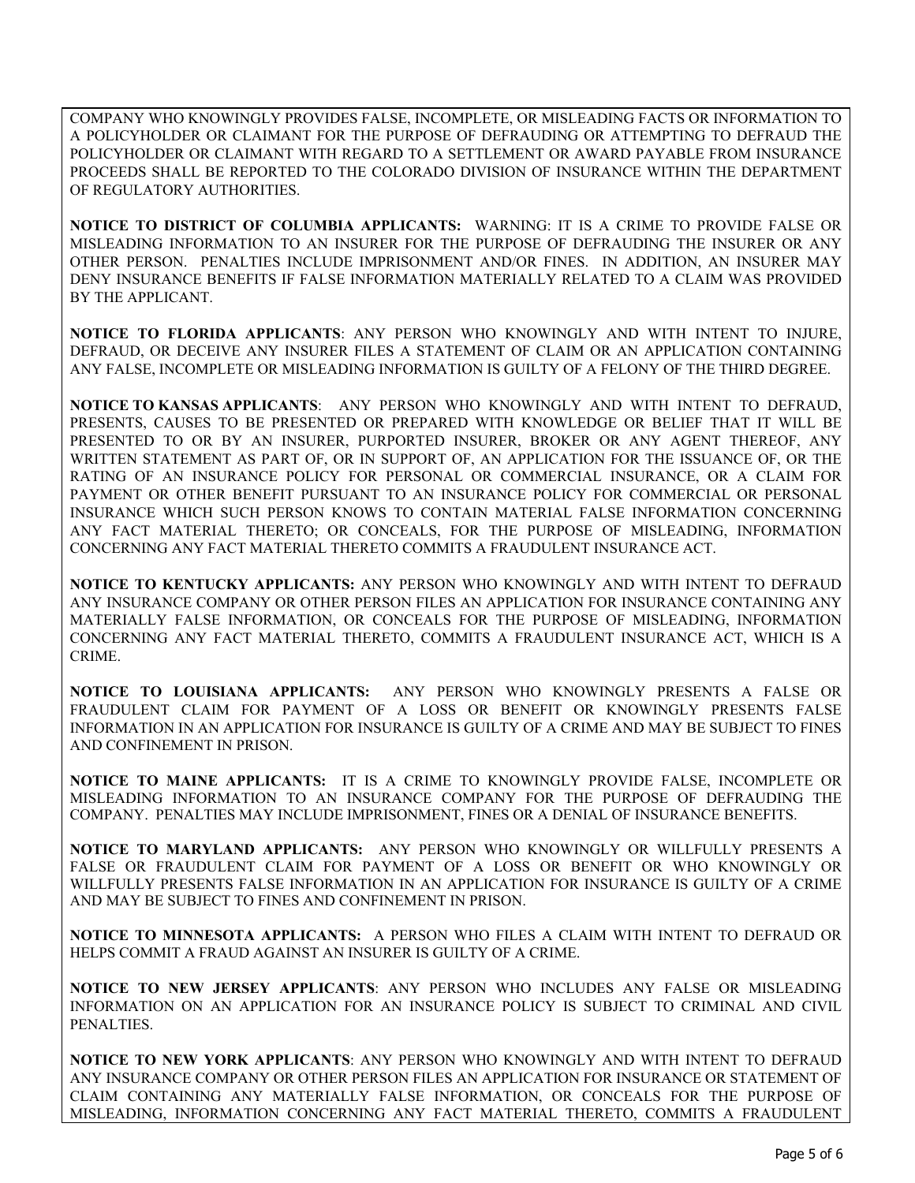COMPANY WHO KNOWINGLY PROVIDES FALSE, INCOMPLETE, OR MISLEADING FACTS OR INFORMATION TO A POLICYHOLDER OR CLAIMANT FOR THE PURPOSE OF DEFRAUDING OR ATTEMPTING TO DEFRAUD THE POLICYHOLDER OR CLAIMANT WITH REGARD TO A SETTLEMENT OR AWARD PAYABLE FROM INSURANCE PROCEEDS SHALL BE REPORTED TO THE COLORADO DIVISION OF INSURANCE WITHIN THE DEPARTMENT OF REGULATORY AUTHORITIES.

**NOTICE TO DISTRICT OF COLUMBIA APPLICANTS:** WARNING: IT IS A CRIME TO PROVIDE FALSE OR MISLEADING INFORMATION TO AN INSURER FOR THE PURPOSE OF DEFRAUDING THE INSURER OR ANY OTHER PERSON. PENALTIES INCLUDE IMPRISONMENT AND/OR FINES. IN ADDITION, AN INSURER MAY DENY INSURANCE BENEFITS IF FALSE INFORMATION MATERIALLY RELATED TO A CLAIM WAS PROVIDED BY THE APPLICANT.

**NOTICE TO FLORIDA APPLICANTS**: ANY PERSON WHO KNOWINGLY AND WITH INTENT TO INJURE, DEFRAUD, OR DECEIVE ANY INSURER FILES A STATEMENT OF CLAIM OR AN APPLICATION CONTAINING ANY FALSE, INCOMPLETE OR MISLEADING INFORMATION IS GUILTY OF A FELONY OF THE THIRD DEGREE.

**NOTICE TO KANSAS APPLICANTS**: ANY PERSON WHO KNOWINGLY AND WITH INTENT TO DEFRAUD, PRESENTS, CAUSES TO BE PRESENTED OR PREPARED WITH KNOWLEDGE OR BELIEF THAT IT WILL BE PRESENTED TO OR BY AN INSURER, PURPORTED INSURER, BROKER OR ANY AGENT THEREOF, ANY WRITTEN STATEMENT AS PART OF, OR IN SUPPORT OF, AN APPLICATION FOR THE ISSUANCE OF, OR THE RATING OF AN INSURANCE POLICY FOR PERSONAL OR COMMERCIAL INSURANCE, OR A CLAIM FOR PAYMENT OR OTHER BENEFIT PURSUANT TO AN INSURANCE POLICY FOR COMMERCIAL OR PERSONAL INSURANCE WHICH SUCH PERSON KNOWS TO CONTAIN MATERIAL FALSE INFORMATION CONCERNING ANY FACT MATERIAL THERETO; OR CONCEALS, FOR THE PURPOSE OF MISLEADING, INFORMATION CONCERNING ANY FACT MATERIAL THERETO COMMITS A FRAUDULENT INSURANCE ACT.

**NOTICE TO KENTUCKY APPLICANTS:** ANY PERSON WHO KNOWINGLY AND WITH INTENT TO DEFRAUD ANY INSURANCE COMPANY OR OTHER PERSON FILES AN APPLICATION FOR INSURANCE CONTAINING ANY MATERIALLY FALSE INFORMATION, OR CONCEALS FOR THE PURPOSE OF MISLEADING, INFORMATION CONCERNING ANY FACT MATERIAL THERETO, COMMITS A FRAUDULENT INSURANCE ACT, WHICH IS A CRIME.

**NOTICE TO LOUISIANA APPLICANTS:** ANY PERSON WHO KNOWINGLY PRESENTS A FALSE OR FRAUDULENT CLAIM FOR PAYMENT OF A LOSS OR BENEFIT OR KNOWINGLY PRESENTS FALSE INFORMATION IN AN APPLICATION FOR INSURANCE IS GUILTY OF A CRIME AND MAY BE SUBJECT TO FINES AND CONFINEMENT IN PRISON.

**NOTICE TO MAINE APPLICANTS:** IT IS A CRIME TO KNOWINGLY PROVIDE FALSE, INCOMPLETE OR MISLEADING INFORMATION TO AN INSURANCE COMPANY FOR THE PURPOSE OF DEFRAUDING THE COMPANY. PENALTIES MAY INCLUDE IMPRISONMENT, FINES OR A DENIAL OF INSURANCE BENEFITS.

**NOTICE TO MARYLAND APPLICANTS:** ANY PERSON WHO KNOWINGLY OR WILLFULLY PRESENTS A FALSE OR FRAUDULENT CLAIM FOR PAYMENT OF A LOSS OR BENEFIT OR WHO KNOWINGLY OR WILLFULLY PRESENTS FALSE INFORMATION IN AN APPLICATION FOR INSURANCE IS GUILTY OF A CRIME AND MAY BE SUBJECT TO FINES AND CONFINEMENT IN PRISON.

**NOTICE TO MINNESOTA APPLICANTS:** A PERSON WHO FILES A CLAIM WITH INTENT TO DEFRAUD OR HELPS COMMIT A FRAUD AGAINST AN INSURER IS GUILTY OF A CRIME.

**NOTICE TO NEW JERSEY APPLICANTS**: ANY PERSON WHO INCLUDES ANY FALSE OR MISLEADING INFORMATION ON AN APPLICATION FOR AN INSURANCE POLICY IS SUBJECT TO CRIMINAL AND CIVIL PENALTIES.

**NOTICE TO NEW YORK APPLICANTS**: ANY PERSON WHO KNOWINGLY AND WITH INTENT TO DEFRAUD ANY INSURANCE COMPANY OR OTHER PERSON FILES AN APPLICATION FOR INSURANCE OR STATEMENT OF CLAIM CONTAINING ANY MATERIALLY FALSE INFORMATION, OR CONCEALS FOR THE PURPOSE OF MISLEADING, INFORMATION CONCERNING ANY FACT MATERIAL THERETO, COMMITS A FRAUDULENT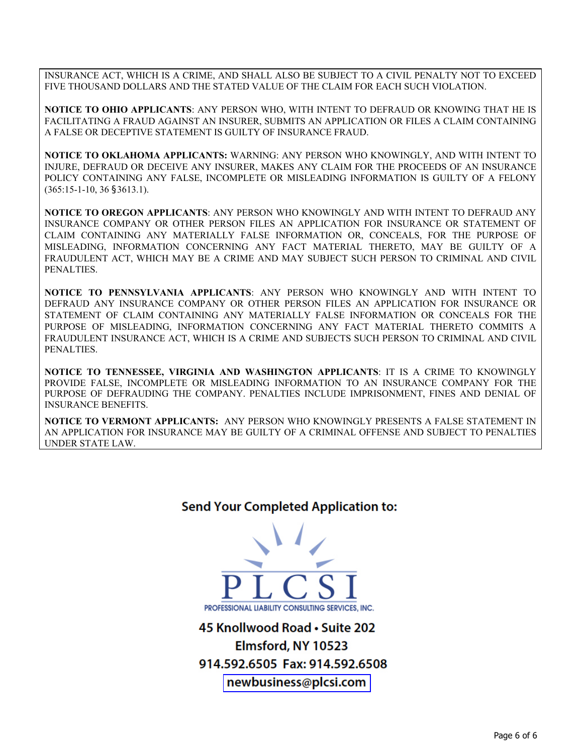INSURANCE ACT, WHICH IS A CRIME, AND SHALL ALSO BE SUBJECT TO A CIVIL PENALTY NOT TO EXCEED FIVE THOUSAND DOLLARS AND THE STATED VALUE OF THE CLAIM FOR EACH SUCH VIOLATION.

**NOTICE TO OHIO APPLICANTS**: ANY PERSON WHO, WITH INTENT TO DEFRAUD OR KNOWING THAT HE IS FACILITATING A FRAUD AGAINST AN INSURER, SUBMITS AN APPLICATION OR FILES A CLAIM CONTAINING A FALSE OR DECEPTIVE STATEMENT IS GUILTY OF INSURANCE FRAUD.

**NOTICE TO OKLAHOMA APPLICANTS:** WARNING: ANY PERSON WHO KNOWINGLY, AND WITH INTENT TO INJURE, DEFRAUD OR DECEIVE ANY INSURER, MAKES ANY CLAIM FOR THE PROCEEDS OF AN INSURANCE POLICY CONTAINING ANY FALSE, INCOMPLETE OR MISLEADING INFORMATION IS GUILTY OF A FELONY (365:15-1-10, 36 §3613.1).

**NOTICE TO OREGON APPLICANTS**: ANY PERSON WHO KNOWINGLY AND WITH INTENT TO DEFRAUD ANY INSURANCE COMPANY OR OTHER PERSON FILES AN APPLICATION FOR INSURANCE OR STATEMENT OF CLAIM CONTAINING ANY MATERIALLY FALSE INFORMATION OR, CONCEALS, FOR THE PURPOSE OF MISLEADING, INFORMATION CONCERNING ANY FACT MATERIAL THERETO, MAY BE GUILTY OF A FRAUDULENT ACT, WHICH MAY BE A CRIME AND MAY SUBJECT SUCH PERSON TO CRIMINAL AND CIVIL PENALTIES.

**NOTICE TO PENNSYLVANIA APPLICANTS**: ANY PERSON WHO KNOWINGLY AND WITH INTENT TO DEFRAUD ANY INSURANCE COMPANY OR OTHER PERSON FILES AN APPLICATION FOR INSURANCE OR STATEMENT OF CLAIM CONTAINING ANY MATERIALLY FALSE INFORMATION OR CONCEALS FOR THE PURPOSE OF MISLEADING, INFORMATION CONCERNING ANY FACT MATERIAL THERETO COMMITS A FRAUDULENT INSURANCE ACT, WHICH IS A CRIME AND SUBJECTS SUCH PERSON TO CRIMINAL AND CIVIL PENALTIES.

**NOTICE TO TENNESSEE, VIRGINIA AND WASHINGTON APPLICANTS**: IT IS A CRIME TO KNOWINGLY PROVIDE FALSE, INCOMPLETE OR MISLEADING INFORMATION TO AN INSURANCE COMPANY FOR THE PURPOSE OF DEFRAUDING THE COMPANY. PENALTIES INCLUDE IMPRISONMENT, FINES AND DENIAL OF INSURANCE BENEFITS.

**NOTICE TO VERMONT APPLICANTS:** ANY PERSON WHO KNOWINGLY PRESENTS A FALSE STATEMENT IN AN APPLICATION FOR INSURANCE MAY BE GUILTY OF A CRIMINAL OFFENSE AND SUBJECT TO PENALTIES UNDER STATE LAW.

**Send Your Completed Application to:**

PLCSI

PROFESSIONAL LIABILITY CONSULTING SERVICES, INC.

**45 Knollwood Road • Suite 202**
**Elmsford, NY 10523**
**914.592.6505 Fax: 914.592.6508**
**newbusiness@plcsi.com**